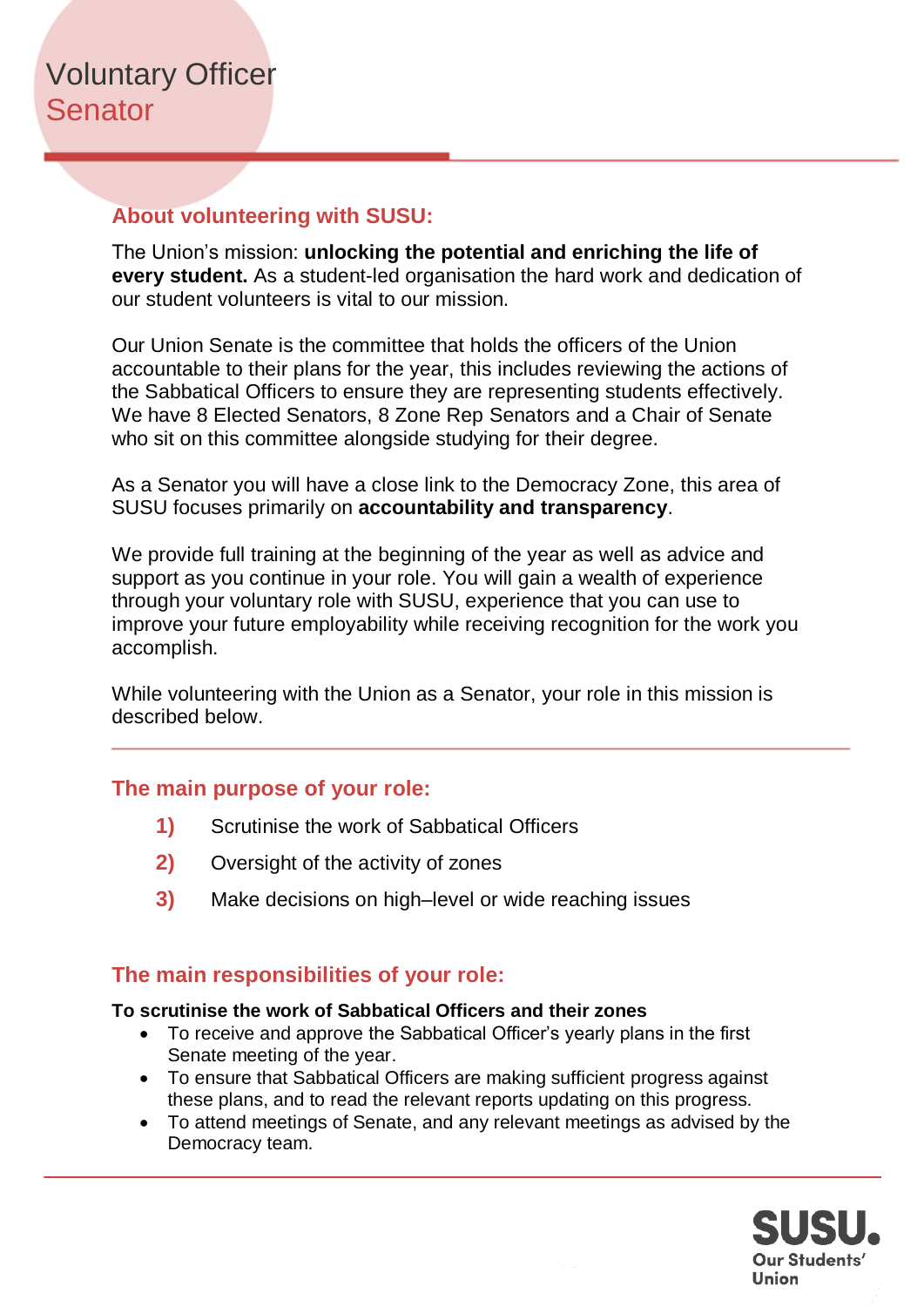# Voluntary Officer
## Senator

### About volunteering with SUSU:

The Union's mission: **unlocking the potential and enriching the life of every student.** As a student-led organisation the hard work and dedication of our student volunteers is vital to our mission.

Our Union Senate is the committee that holds the officers of the Union accountable to their plans for the year, this includes reviewing the actions of the Sabbatical Officers to ensure they are representing students effectively. We have 8 Elected Senators, 8 Zone Rep Senators and a Chair of Senate who sit on this committee alongside studying for their degree.

As a Senator you will have a close link to the Democracy Zone, this area of SUSU focuses primarily on **accountability and transparency**.

We provide full training at the beginning of the year as well as advice and support as you continue in your role. You will gain a wealth of experience through your voluntary role with SUSU, experience that you can use to improve your future employability while receiving recognition for the work you accomplish.

While volunteering with the Union as a Senator, your role in this mission is described below.

### The main purpose of your role:

1) Scrutinise the work of Sabbatical Officers
2) Oversight of the activity of zones
3) Make decisions on high–level or wide reaching issues

### The main responsibilities of your role:

**To scrutinise the work of Sabbatical Officers and their zones**

- To receive and approve the Sabbatical Officer's yearly plans in the first Senate meeting of the year.
- To ensure that Sabbatical Officers are making sufficient progress against these plans, and to read the relevant reports updating on this progress.
- To attend meetings of Senate, and any relevant meetings as advised by the Democracy team.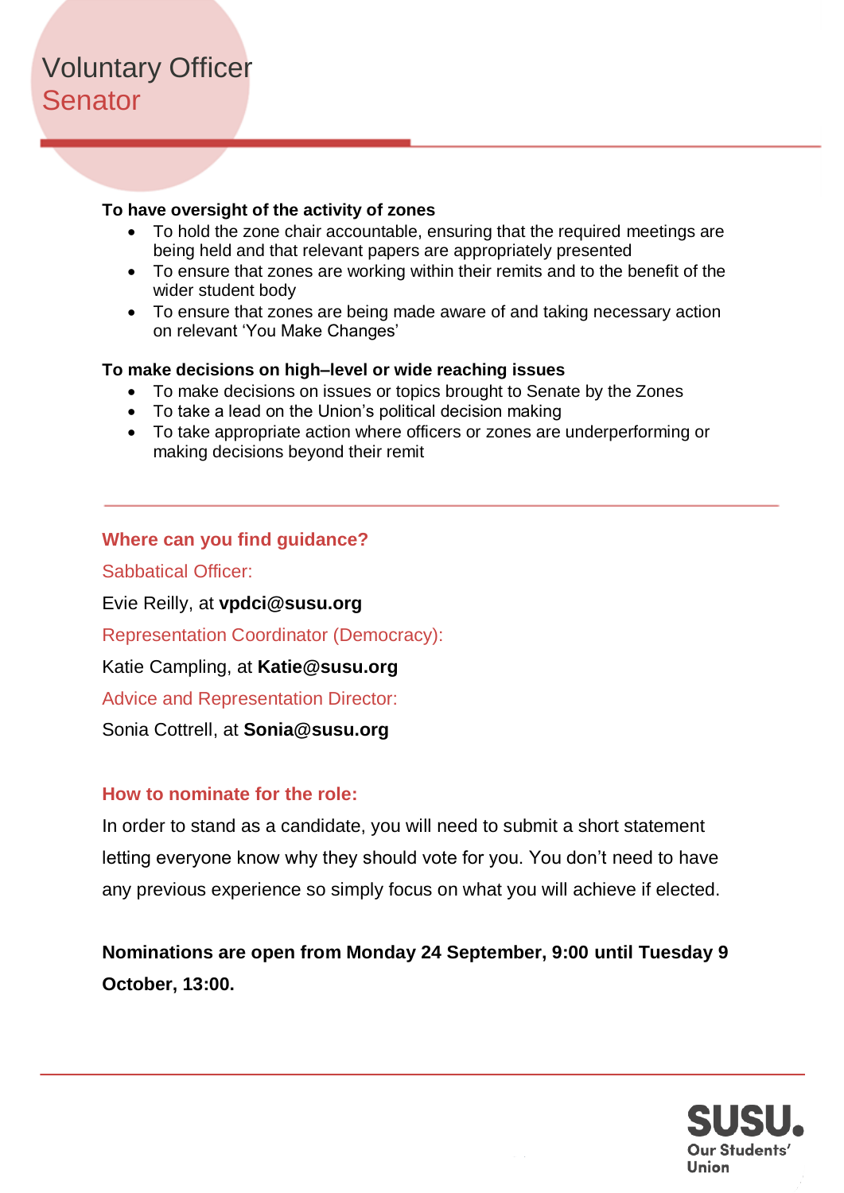# Voluntary Officer
## Senator

**To have oversight of the activity of zones**

- To hold the zone chair accountable, ensuring that the required meetings are being held and that relevant papers are appropriately presented
- To ensure that zones are working within their remits and to the benefit of the wider student body
- To ensure that zones are being made aware of and taking necessary action on relevant 'You Make Changes'

**To make decisions on high–level or wide reaching issues**

- To make decisions on issues or topics brought to Senate by the Zones
- To take a lead on the Union's political decision making
- To take appropriate action where officers or zones are underperforming or making decisions beyond their remit

### Where can you find guidance?

Sabbatical Officer:

Evie Reilly, at **vpdci@susu.org**

Representation Coordinator (Democracy):

Katie Campling, at **Katie@susu.org**

Advice and Representation Director:

Sonia Cottrell, at **Sonia@susu.org**

### How to nominate for the role:

In order to stand as a candidate, you will need to submit a short statement letting everyone know why they should vote for you. You don't need to have any previous experience so simply focus on what you will achieve if elected.

**Nominations are open from Monday 24 September, 9:00 until Tuesday 9 October, 13:00.**

SUSU. Our Students' Union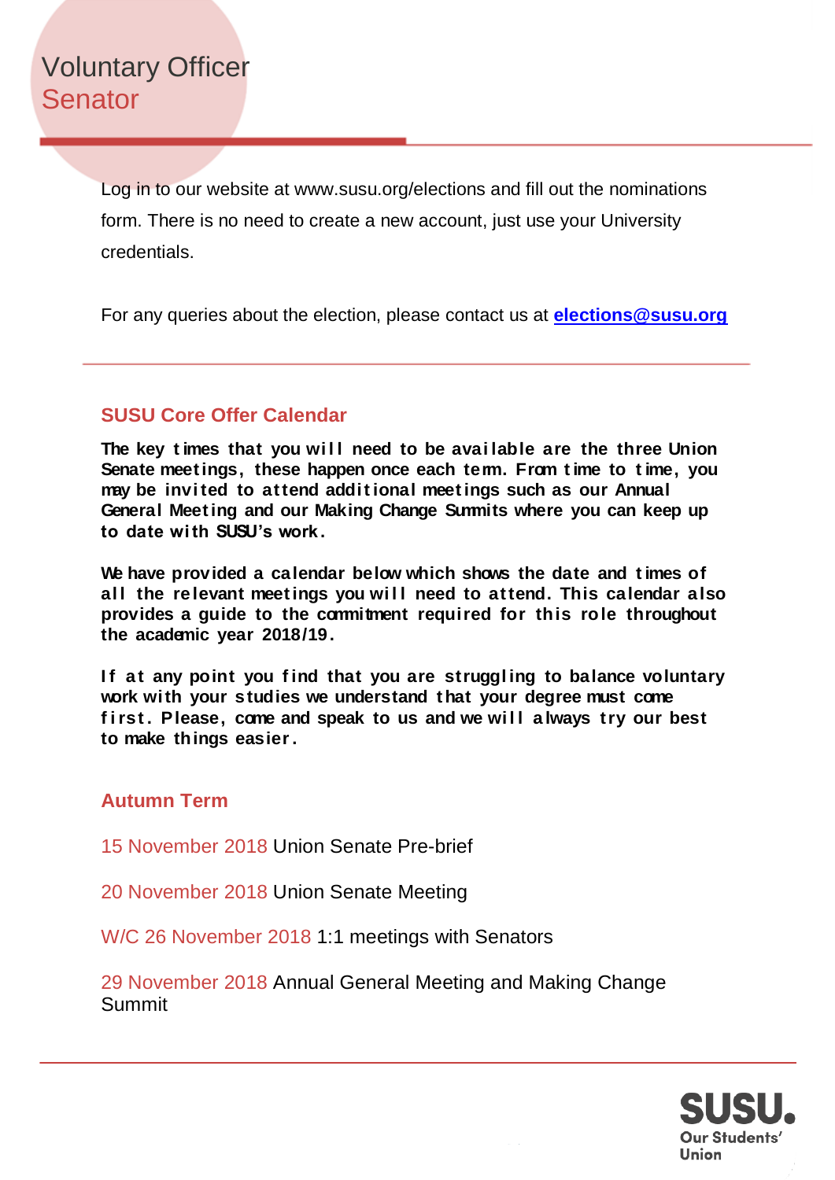# Voluntary Officer Senator

Log in to our website at www.susu.org/elections and fill out the nominations form. There is no need to create a new account, just use your University credentials.

For any queries about the election, please contact us at **elections@susu.org**

## SUSU Core Offer Calendar

**The key times that you will need to be available are the three Union Senate meetings, these happen once each term. From time to time, you may be invited to attend additional meetings such as our Annual General Meeting and our Making Change Summits where you can keep up to date with SUSU's work.**

**We have provided a calendar below which shows the date and times of all the relevant meetings you will need to attend. This calendar also provides a guide to the commitment required for this role throughout the academic year 2018/19.**

**If at any point that you find that you are struggling to balance voluntary work with your studies we understand that your degree must come first. Please, come and speak to us and we will always try our best to make things easier.**

## Autumn Term

15 November 2018 Union Senate Pre-brief

20 November 2018 Union Senate Meeting

W/C 26 November 2018 1:1 meetings with Senators

29 November 2018 Annual General Meeting and Making Change Summit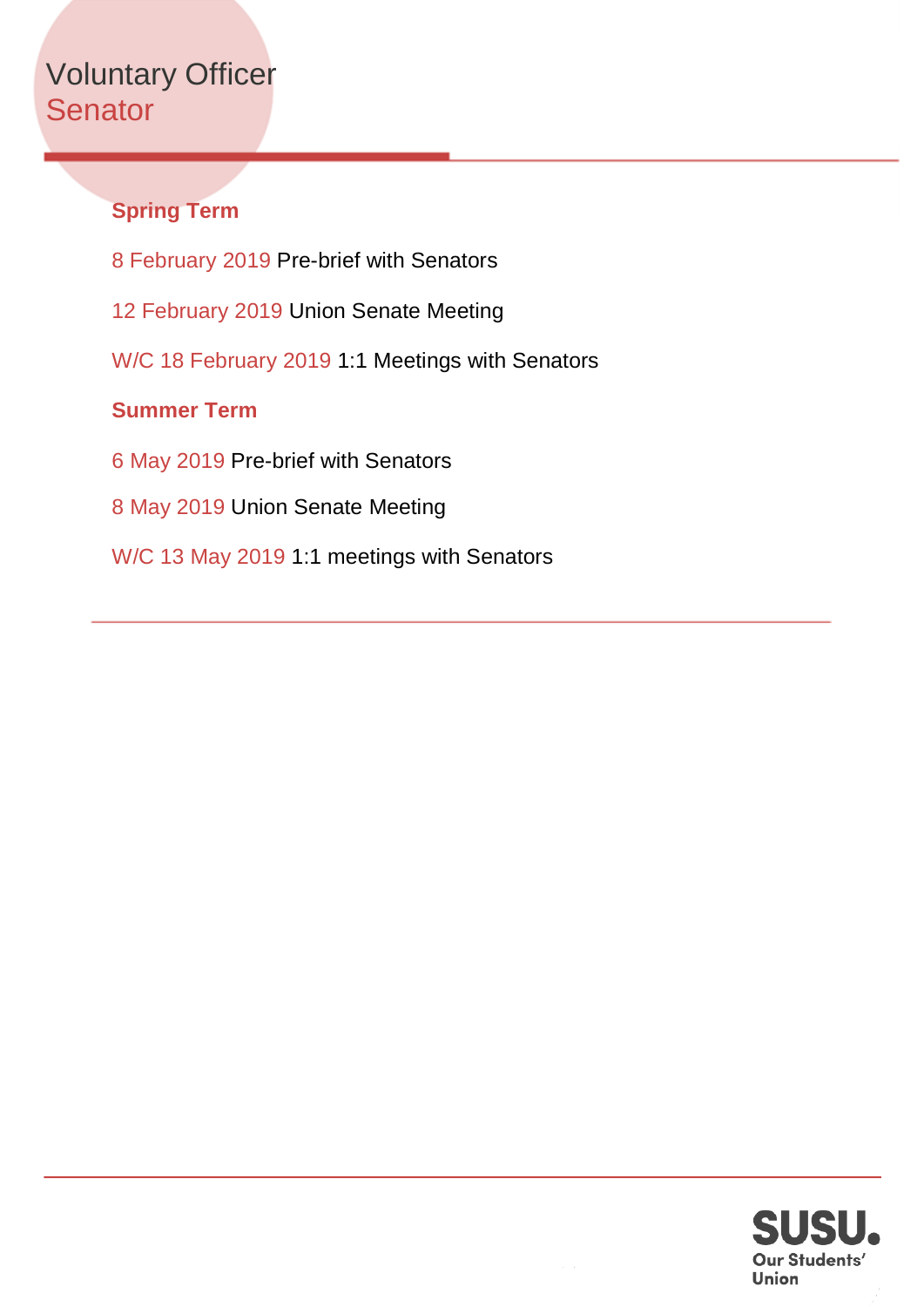# Voluntary Officer
## Senator

### Spring Term

8 February 2019 Pre-brief with Senators

12 February 2019 Union Senate Meeting

W/C 18 February 2019 1:1 Meetings with Senators

### Summer Term

6 May 2019 Pre-brief with Senators

8 May 2019 Union Senate Meeting

W/C 13 May 2019 1:1 meetings with Senators